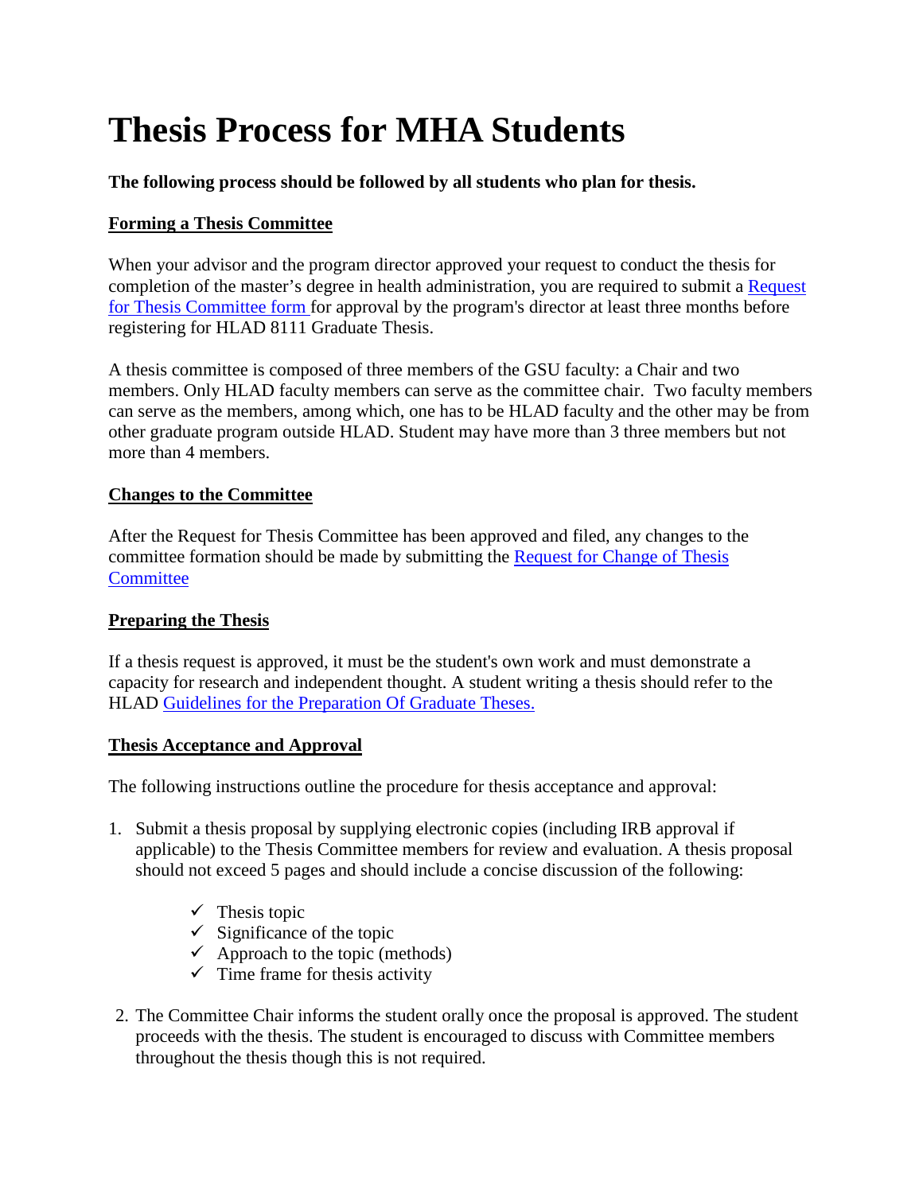# Thesis Process for MHA Students

**The following process should be followed by all students who plan for thesis.**

**Forming a Thesis Committee**

When your advisor and the program director approved your request to conduct the thesis for completion of the master's degree in health administration, you are required to submit a Request for Thesis Committee form for approval by the program's director at least three months before registering for HLAD 8111 Graduate Thesis.

A thesis committee is composed of three members of the GSU faculty: a Chair and two members. Only HLAD faculty members can serve as the committee chair. Two faculty members can serve as the members, among which, one has to be HLAD faculty and the other may be from other graduate program outside HLAD. Student may have more than 3 three members but not more than 4 members.

**Changes to the Committee**

After the Request for Thesis Committee has been approved and filed, any changes to the committee formation should be made by submitting the Request for Change of Thesis Committee

**Preparing the Thesis**

If a thesis request is approved, it must be the student's own work and must demonstrate a capacity for research and independent thought. A student writing a thesis should refer to the HLAD Guidelines for the Preparation Of Graduate Theses.

**Thesis Acceptance and Approval**

The following instructions outline the procedure for thesis acceptance and approval:

1. Submit a thesis proposal by supplying electronic copies (including IRB approval if applicable) to the Thesis Committee members for review and evaluation. A thesis proposal should not exceed 5 pages and should include a concise discussion of the following:
    - ✓ Thesis topic
    - ✓ Significance of the topic
    - ✓ Approach to the topic (methods)
    - ✓ Time frame for thesis activity
2. The Committee Chair informs the student orally once the proposal is approved. The student proceeds with the thesis. The student is encouraged to discuss with Committee members throughout the thesis though this is not required.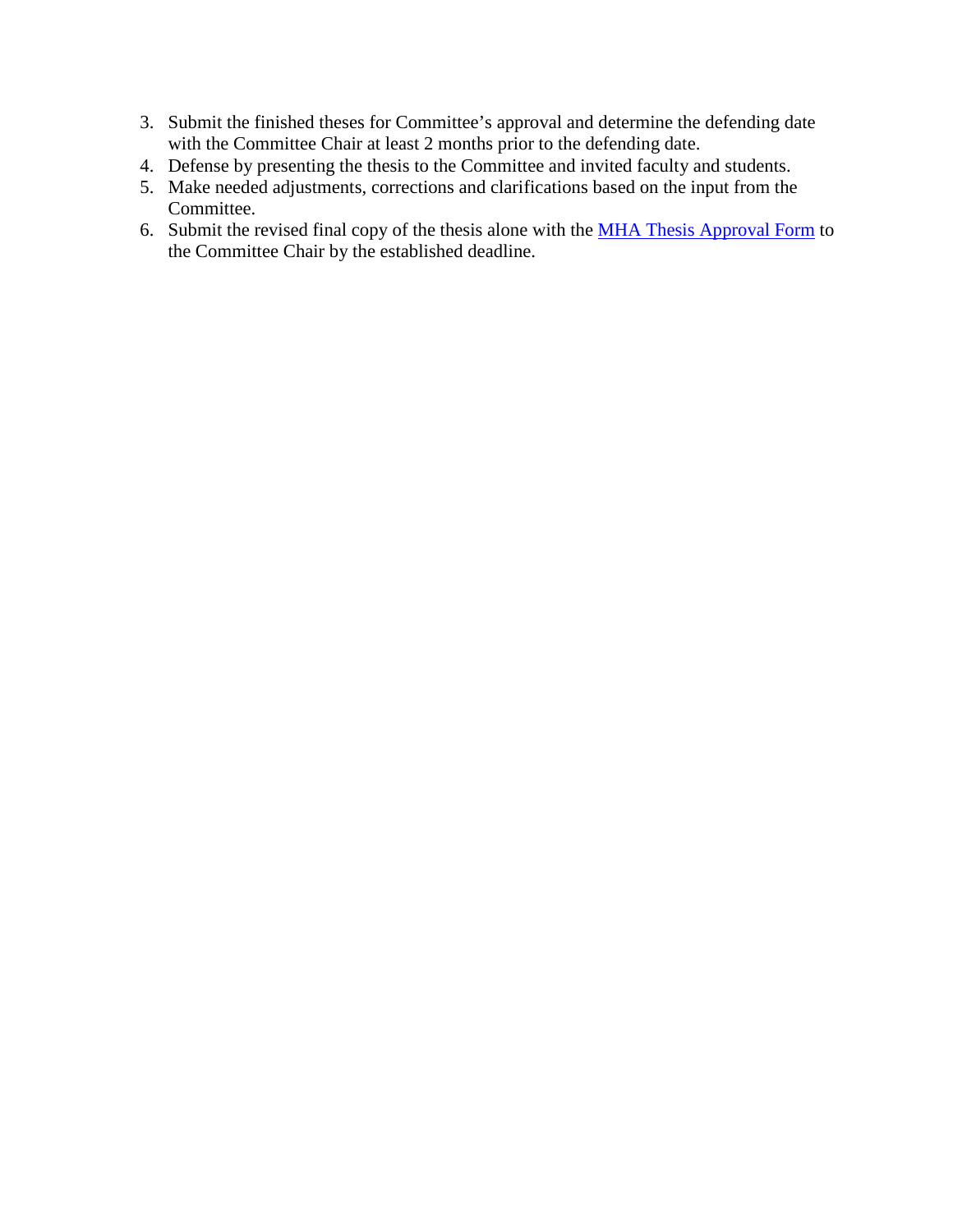3. Submit the finished theses for Committee's approval and determine the defending date with the Committee Chair at least 2 months prior to the defending date.
4. Defense by presenting the thesis to the Committee and invited faculty and students.
5. Make needed adjustments, corrections and clarifications based on the input from the Committee.
6. Submit the revised final copy of the thesis alone with the MHA Thesis Approval Form to the Committee Chair by the established deadline.